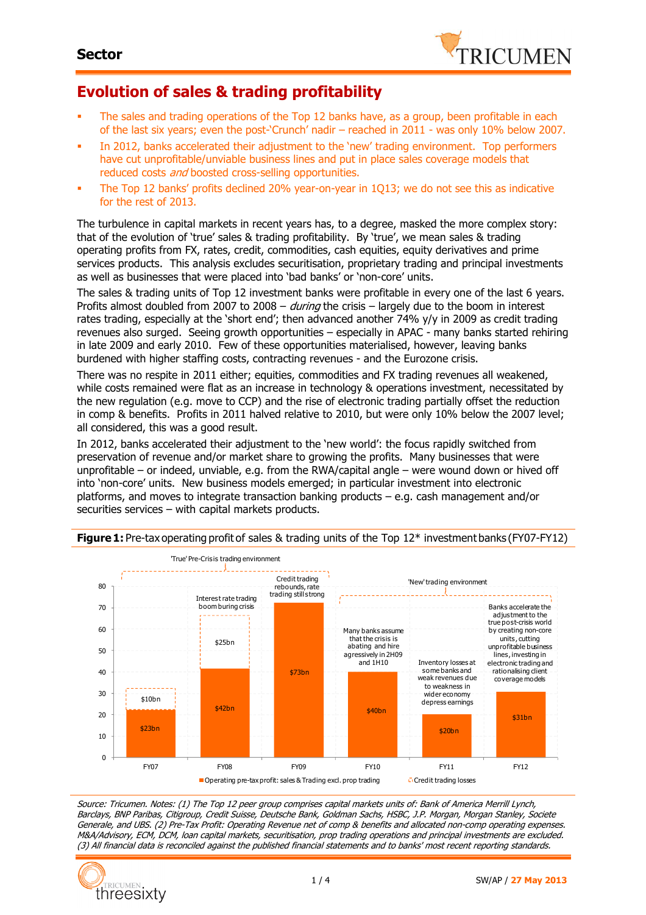# Evolution of sales & trading profitability

- The sales and trading operations of the Top 12 banks have, as a group, been profitable in each of the last six years; even the post-'Crunch' nadir – reached in 2011 - was only 10% below 2007.
- In 2012, banks accelerated their adjustment to the 'new' trading environment. Top performers have cut unprofitable/unviable business lines and put in place sales coverage models that reduced costs *and* boosted cross-selling opportunities.
- The Top 12 banks' profits declined 20% year-on-year in 1Q13; we do not see this as indicative for the rest of 2013.

The turbulence in capital markets in recent years has, to a degree, masked the more complex story: that of the evolution of 'true' sales & trading profitability. By 'true', we mean sales & trading operating profits from FX, rates, credit, commodities, cash equities, equity derivatives and prime services products. This analysis excludes securitisation, proprietary trading and principal investments as well as businesses that were placed into 'bad banks' or 'non-core' units.

The sales & trading units of Top 12 investment banks were profitable in every one of the last 6 years. Profits almost doubled from 2007 to 2008 – *during* the crisis – largely due to the boom in interest rates trading, especially at the 'short end'; then advanced another 74% y/y in 2009 as credit trading revenues also surged. Seeing growth opportunities – especially in APAC - many banks started rehiring in late 2009 and early 2010. Few of these opportunities materialised, however, leaving banks burdened with higher staffing costs, contracting revenues - and the Eurozone crisis.

There was no respite in 2011 either; equities, commodities and FX trading revenues all weakened, while costs remained were flat as an increase in technology & operations investment, necessitated by the new regulation (e.g. move to CCP) and the rise of electronic trading partially offset the reduction in comp & benefits. Profits in 2011 halved relative to 2010, but were only 10% below the 2007 level; all considered, this was a good result.

In 2012, banks accelerated their adjustment to the 'new world': the focus rapidly switched from preservation of revenue and/or market share to growing the profits. Many businesses that were unprofitable – or indeed, unviable, e.g. from the RWA/capital angle – were wound down or hived off into 'non-core' units. New business models emerged; in particular investment into electronic platforms, and moves to integrate transaction banking products – e.g. cash management and/or securities services – with capital markets products.

**Figure 1:** Pre-tax operating profit of sales & trading units of the Top 12* investment banks (FY07-FY12)

| | FY07 | FY08 | FY09 | FY10 | FY11 | FY12 |
|---|---|---|---|---|---|---|
| Operating pre-tax profit: sales & Trading excl. prop trading | $23bn | $42bn | $73bn | $40bn | $20bn | $31bn |
| Credit trading losses | $10bn | $25bn | | | | |

Chart annotations:
- 'True' Pre-Crisis trading environment (FY07–FY09)
- FY08: Interest rate trading boom buring crisis
- FY09: Credit trading rebounds, rate trading still strong
- 'New' trading environment (FY10–FY12)
- FY10: Many banks assume that the crisis is abating and hire agressively in 2H09 and 1H10
- FY11: Inventory losses at some banks and weak revenues due to weakness in wider economy depress earnings
- FY12: Banks accelerate the adjustment to the true post-crisis world by creating non-core units, cutting unprofitable business lines, investing in electronic trading and rationalising client coverage models

*Source: Tricumen. Notes: (1) The Top 12 peer group comprises capital markets units of: Bank of America Merrill Lynch, Barclays, BNP Paribas, Citigroup, Credit Suisse, Deutsche Bank, Goldman Sachs, HSBC, J.P. Morgan, Morgan Stanley, Societe Generale, and UBS. (2) Pre-Tax Profit: Operating Revenue net of comp & benefits and allocated non-comp operating expenses. M&A/Advisory, ECM, DCM, loan capital markets, securitisation, prop trading operations and principal investments are excluded. (3) All financial data is reconciled against the published financial statements and to banks' most recent reporting standards.*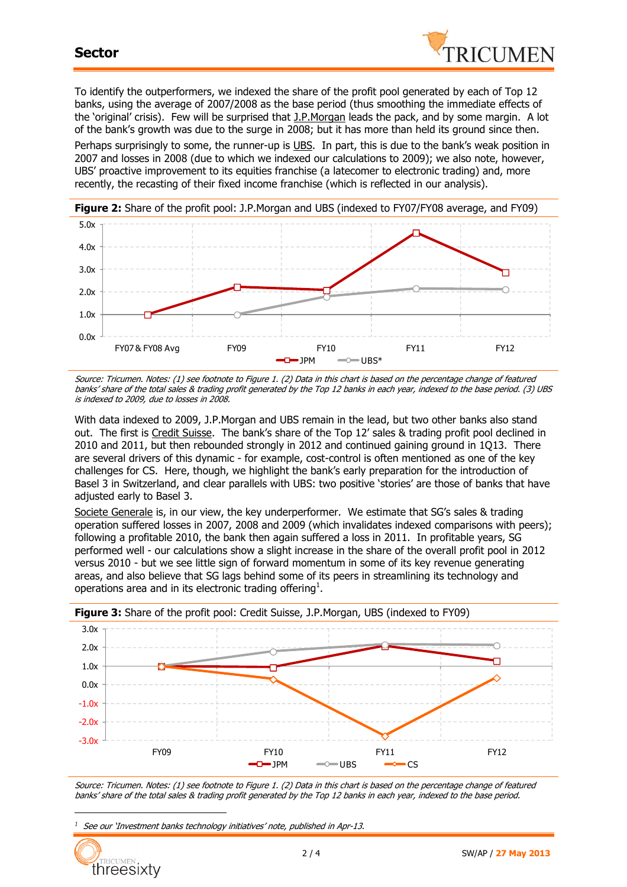To identify the outperformers, we indexed the share of the profit pool generated by each of Top 12 banks, using the average of 2007/2008 as the base period (thus smoothing the immediate effects of the 'original' crisis). Few will be surprised that J.P.Morgan leads the pack, and by some margin. A lot of the bank's growth was due to the surge in 2008; but it has more than held its ground since then.

Perhaps surprisingly to some, the runner-up is UBS. In part, this is due to the bank's weak position in 2007 and losses in 2008 (due to which we indexed our calculations to 2009); we also note, however, UBS' proactive improvement to its equities franchise (a latecomer to electronic trading) and, more recently, the recasting of their fixed income franchise (which is reflected in our analysis).

**Figure 2:** Share of the profit pool: J.P.Morgan and UBS (indexed to FY07/FY08 average, and FY09)

*Source: Tricumen. Notes: (1) see footnote to Figure 1. (2) Data in this chart is based on the percentage change of featured banks' share of the total sales & trading profit generated by the Top 12 banks in each year, indexed to the base period. (3) UBS is indexed to 2009, due to losses in 2008.*

With data indexed to 2009, J.P.Morgan and UBS remain in the lead, but two other banks also stand out. The first is Credit Suisse. The bank's share of the Top 12' sales & trading profit pool declined in 2010 and 2011, but then rebounded strongly in 2012 and continued gaining ground in 1Q13. There are several drivers of this dynamic - for example, cost-control is often mentioned as one of the key challenges for CS. Here, though, we highlight the bank's early preparation for the introduction of Basel 3 in Switzerland, and clear parallels with UBS: two positive 'stories' are those of banks that have adjusted early to Basel 3.

Societe Generale is, in our view, the key underperformer. We estimate that SG's sales & trading operation suffered losses in 2007, 2008 and 2009 (which invalidates indexed comparisons with peers); following a profitable 2010, the bank then again suffered a loss in 2011. In profitable years, SG performed well - our calculations show a slight increase in the share of the overall profit pool in 2012 versus 2010 - but we see little sign of forward momentum in some of its key revenue generating areas, and also believe that SG lags behind some of its peers in streamlining its technology and operations area and in its electronic trading offering[1].

**Figure 3:** Share of the profit pool: Credit Suisse, J.P.Morgan, UBS (indexed to FY09)

*Source: Tricumen. Notes: (1) see footnote to Figure 1. (2) Data in this chart is based on the percentage change of featured banks' share of the total sales & trading profit generated by the Top 12 banks in each year, indexed to the base period.*

[1] *See our 'Investment banks technology initiatives' note, published in Apr-13.*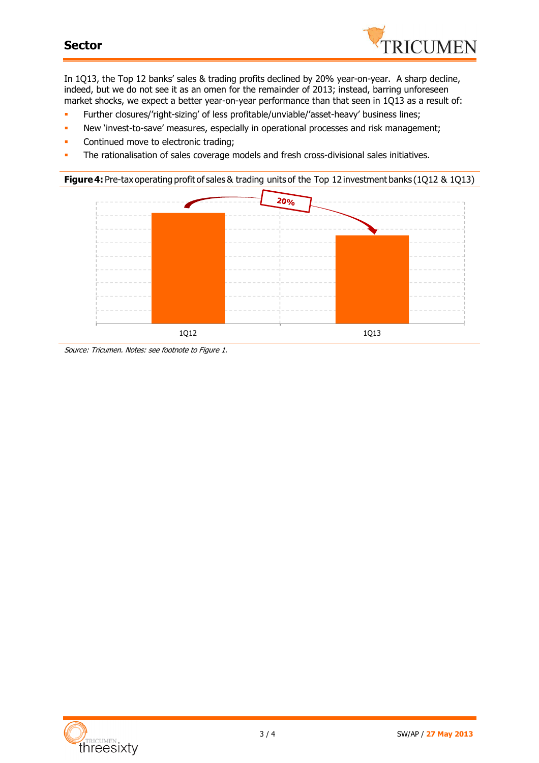## Sector

In 1Q13, the Top 12 banks' sales & trading profits declined by 20% year-on-year. A sharp decline, indeed, but we do not see it as an omen for the remainder of 2013; instead, barring unforeseen market shocks, we expect a better year-on-year performance than that seen in 1Q13 as a result of:

- Further closures/'right-sizing' of less profitable/unviable/'asset-heavy' business lines;
- New 'invest-to-save' measures, especially in operational processes and risk management;
- Continued move to electronic trading;
- The rationalisation of sales coverage models and fresh cross-divisional sales initiatives.

**Figure 4:** Pre-tax operating profit of sales & trading units of the Top 12 investment banks (1Q12 & 1Q13)

20%

1Q12 1Q13

*Source: Tricumen. Notes: see footnote to Figure 1.*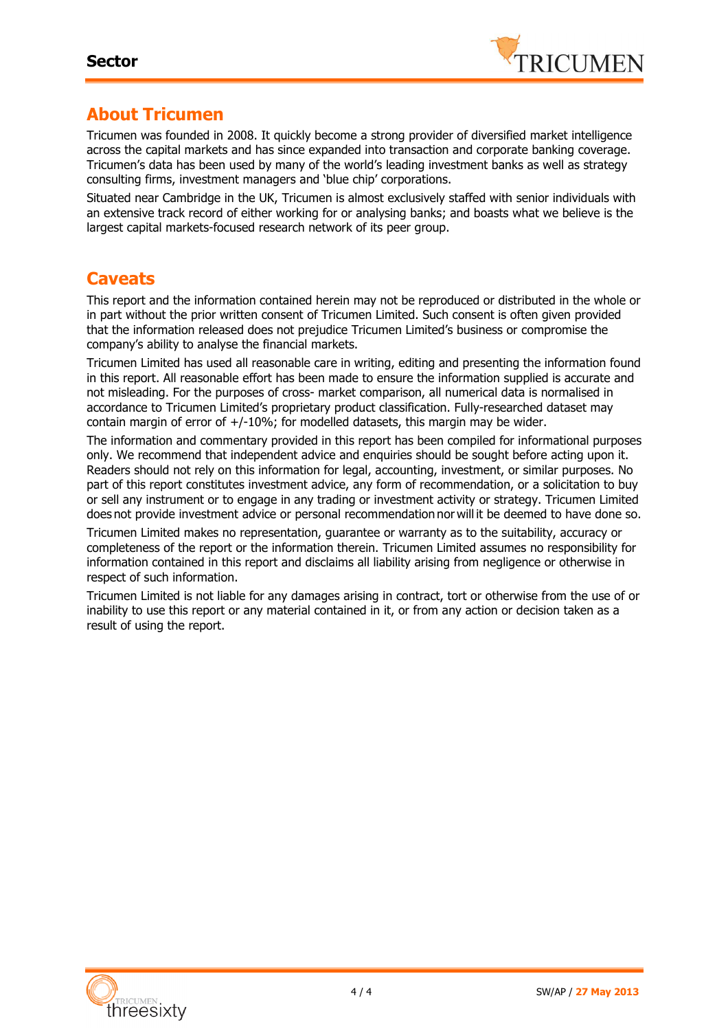## About Tricumen

Tricumen was founded in 2008. It quickly become a strong provider of diversified market intelligence across the capital markets and has since expanded into transaction and corporate banking coverage. Tricumen's data has been used by many of the world's leading investment banks as well as strategy consulting firms, investment managers and 'blue chip' corporations.

Situated near Cambridge in the UK, Tricumen is almost exclusively staffed with senior individuals with an extensive track record of either working for or analysing banks; and boasts what we believe is the largest capital markets-focused research network of its peer group.

## Caveats

This report and the information contained herein may not be reproduced or distributed in the whole or in part without the prior written consent of Tricumen Limited. Such consent is often given provided that the information released does not prejudice Tricumen Limited's business or compromise the company's ability to analyse the financial markets.

Tricumen Limited has used all reasonable care in writing, editing and presenting the information found in this report. All reasonable effort has been made to ensure the information supplied is accurate and not misleading. For the purposes of cross- market comparison, all numerical data is normalised in accordance to Tricumen Limited's proprietary product classification. Fully-researched dataset may contain margin of error of +/-10%; for modelled datasets, this margin may be wider.

The information and commentary provided in this report has been compiled for informational purposes only. We recommend that independent advice and enquiries should be sought before acting upon it. Readers should not rely on this information for legal, accounting, investment, or similar purposes. No part of this report constitutes investment advice, any form of recommendation, or a solicitation to buy or sell any instrument or to engage in any trading or investment activity or strategy. Tricumen Limited does not provide investment advice or personal recommendation nor will it be deemed to have done so.

Tricumen Limited makes no representation, guarantee or warranty as to the suitability, accuracy or completeness of the report or the information therein. Tricumen Limited assumes no responsibility for information contained in this report and disclaims all liability arising from negligence or otherwise in respect of such information.

Tricumen Limited is not liable for any damages arising in contract, tort or otherwise from the use of or inability to use this report or any material contained in it, or from any action or decision taken as a result of using the report.